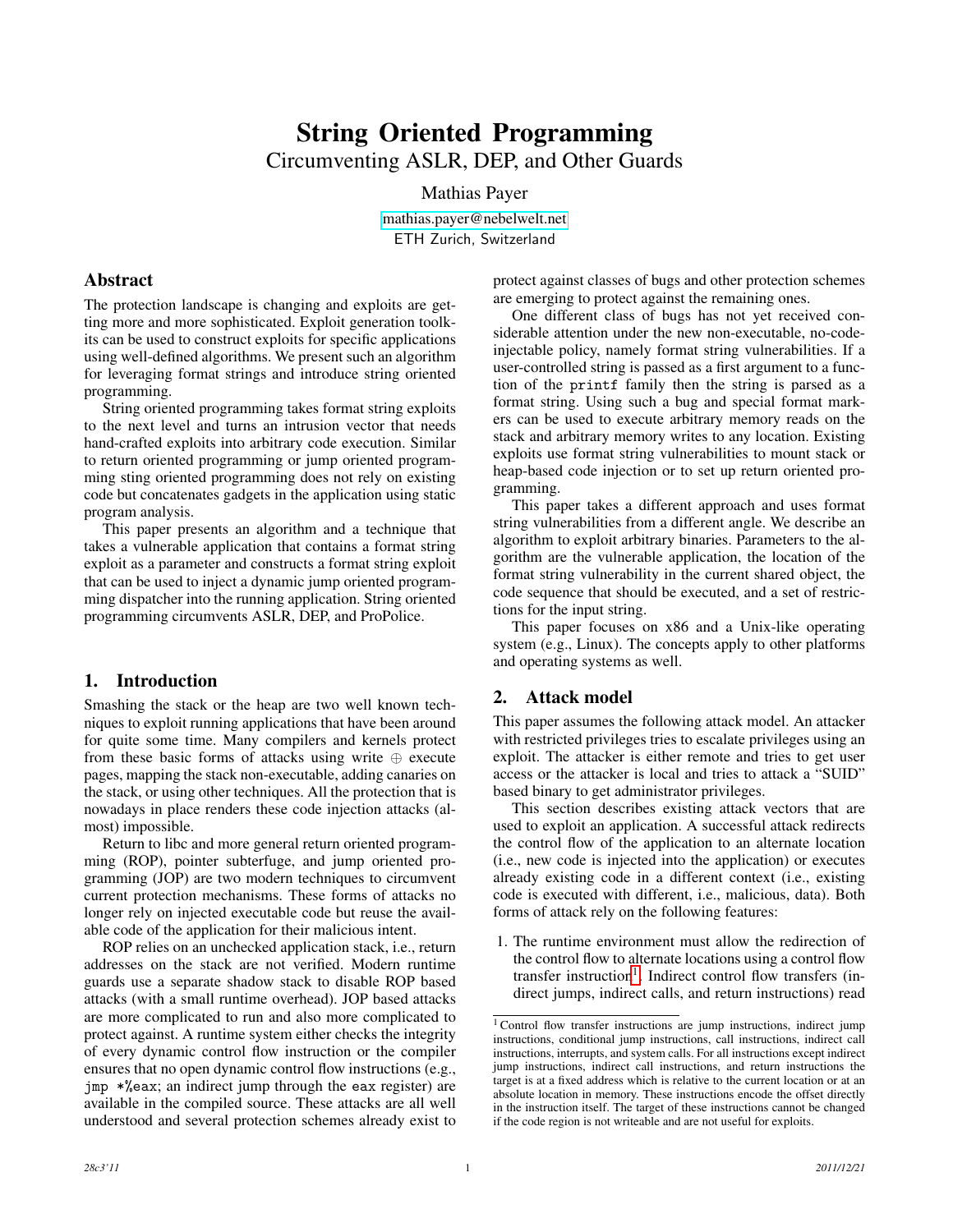# String Oriented Programming

## Circumventing ASLR, DEP, and Other Guards

Mathias Payer

mathias.payer@nebelwelt.net
ETH Zurich, Switzerland

## Abstract

The protection landscape is changing and exploits are getting more and more sophisticated. Exploit generation toolkits can be used to construct exploits for specific applications using well-defined algorithms. We present such an algorithm for leveraging format strings and introduce string oriented programming.

String oriented programming takes format string exploits to the next level and turns an intrusion vector that needs hand-crafted exploits into arbitrary code execution. Similar to return oriented programming or jump oriented programming sting oriented programming does not rely on existing code but concatenates gadgets in the application using static program analysis.

This paper presents an algorithm and a technique that takes a vulnerable application that contains a format string exploit as a parameter and constructs a format string exploit that can be used to inject a dynamic jump oriented programming dispatcher into the running application. String oriented programming circumvents ASLR, DEP, and ProPolice.

## 1. Introduction

Smashing the stack or the heap are two well known techniques to exploit running applications that have been around for quite some time. Many compilers and kernels protect from these basic forms of attacks using write $\oplus$ execute pages, mapping the stack non-executable, adding canaries on the stack, or using other techniques. All the protection that is nowadays in place renders these code injection attacks (almost) impossible.

Return to libc and more general return oriented programming (ROP), pointer subterfuge, and jump oriented programming (JOP) are two modern techniques to circumvent current protection mechanisms. These forms of attacks no longer rely on injected executable code but reuse the available code of the application for their malicious intent.

ROP relies on an unchecked application stack, i.e., return addresses on the stack are not verified. Modern runtime guards use a separate shadow stack to disable ROP based attacks (with a small runtime overhead). JOP based attacks are more complicated to run and also more complicated to protect against. A runtime system either checks the integrity of every dynamic control flow instruction or the compiler ensures that no open dynamic control flow instructions (e.g., `jmp *%eax`; an indirect jump through the `eax` register) are available in the compiled source. These attacks are all well understood and several protection schemes already exist to protect against classes of bugs and other protection schemes are emerging to protect against the remaining ones.

One different class of bugs has not yet received considerable attention under the new non-executable, no-code-injectable policy, namely format string vulnerabilities. If a user-controlled string is passed as a first argument to a function of the `printf` family then the string is parsed as a format string. Using such a bug and special format markers can be used to execute arbitrary memory reads on the stack and arbitrary memory writes to any location. Existing exploits use format string vulnerabilities to mount stack or heap-based code injection or to set up return oriented programming.

This paper takes a different approach and uses format string vulnerabilities from a different angle. We describe an algorithm to exploit arbitrary binaries. Parameters to the algorithm are the vulnerable application, the location of the format string vulnerability in the current shared object, the code sequence that should be executed, and a set of restrictions for the input string.

This paper focuses on x86 and a Unix-like operating system (e.g., Linux). The concepts apply to other platforms and operating systems as well.

## 2. Attack model

This paper assumes the following attack model. An attacker with restricted privileges tries to escalate privileges using an exploit. The attacker is either remote and tries to get user access or the attacker is local and tries to attack a "SUID" based binary to get administrator privileges.

This section describes existing attack vectors that are used to exploit an application. A successful attack redirects the control flow of the application to an alternate location (i.e., new code is injected into the application) or executes already existing code in a different context (i.e., existing code is executed with different, i.e., malicious, data). Both forms of attack rely on the following features:

1. The runtime environment must allow the redirection of the control flow to alternate locations using a control flow transfer instruction[1]. Indirect control flow transfers (indirect jumps, indirect calls, and return instructions) read

[1] Control flow transfer instructions are jump instructions, indirect jump instructions, conditional jump instructions, call instructions, indirect call instructions, interrupts, and system calls. For all instructions except indirect jump instructions, indirect call instructions, and return instructions the target is at a fixed address which is relative to the current location or at an absolute location in memory. These instructions encode the offset directly in the instruction itself. The target of these instructions cannot be changed if the code region is not writeable and are not useful for exploits.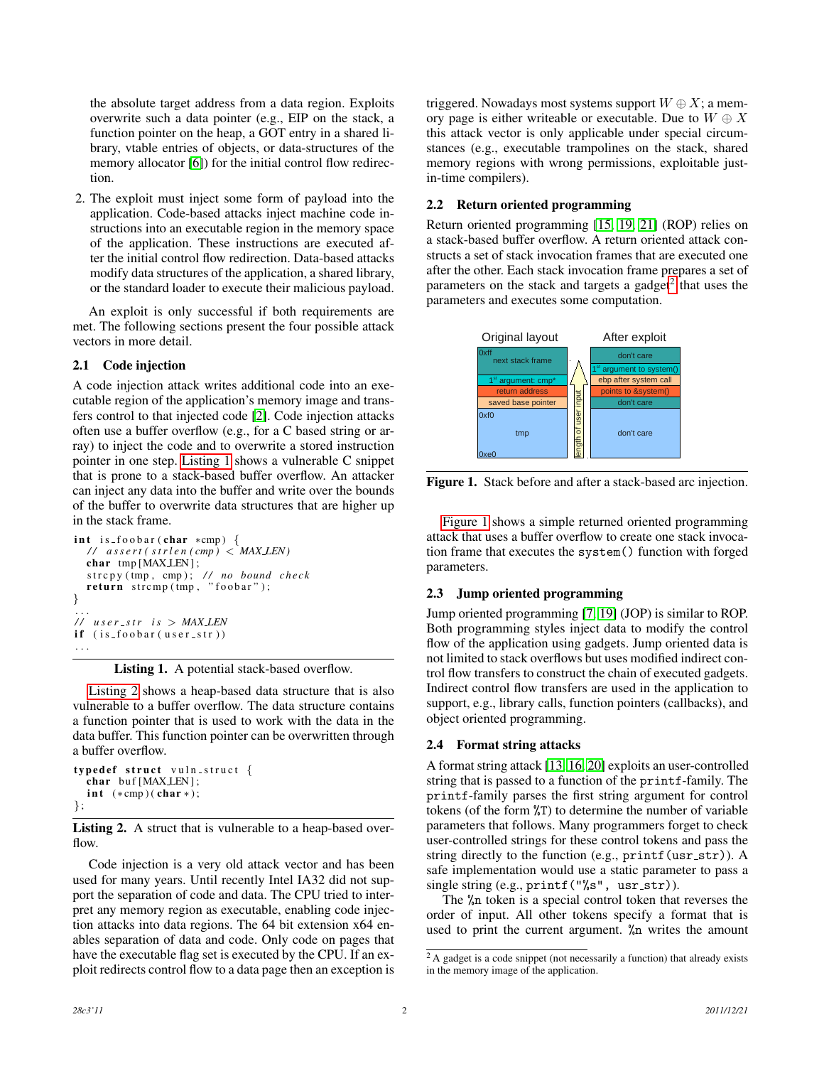the absolute target address from a data region. Exploits overwrite such a data pointer (e.g., EIP on the stack, a function pointer on the heap, a GOT entry in a shared library, vtable entries of objects, or data-structures of the memory allocator [6]) for the initial control flow redirection.

2. The exploit must inject some form of payload into the application. Code-based attacks inject machine code instructions into an executable region in the memory space of the application. These instructions are executed after the initial control flow redirection. Data-based attacks modify data structures of the application, a shared library, or the standard loader to execute their malicious payload.

An exploit is only successful if both requirements are met. The following sections present the four possible attack vectors in more detail.

### 2.1 Code injection

A code injection attack writes additional code into an executable region of the application's memory image and transfers control to that injected code [2]. Code injection attacks often use a buffer overflow (e.g., for a C based string or array) to inject the code and to overwrite a stored instruction pointer in one step. Listing 1 shows a vulnerable C snippet that is prone to a stack-based buffer overflow. An attacker can inject any data into the buffer and write over the bounds of the buffer to overwrite data structures that are higher up in the stack frame.

```
int is_foobar(char *cmp) {
  // assert(strlen(cmp) < MAX_LEN)
  char tmp[MAX_LEN];
  strcpy(tmp, cmp); // no bound check
  return strcmp(tmp, "foobar");
}
...
// user_str is > MAX_LEN
if (is_foobar(user_str))
...
```

**Listing 1.** A potential stack-based overflow.

Listing 2 shows a heap-based data structure that is also vulnerable to a buffer overflow. The data structure contains a function pointer that is used to work with the data in the data buffer. This function pointer can be overwritten through a buffer overflow.

```
typedef struct vuln_struct {
  char buf[MAX_LEN];
  int (*cmp)(char*);
};
```

**Listing 2.** A struct that is vulnerable to a heap-based overflow.

Code injection is a very old attack vector and has been used for many years. Until recently Intel IA32 did not support the separation of code and data. The CPU tried to interpret any memory region as executable, enabling code injection attacks into data regions. The 64 bit extension x64 enables separation of data and code. Only code on pages that have the executable flag set is executed by the CPU. If an exploit redirects control flow to a data page then an exception is triggered. Nowadays most systems support $W \oplus X$; a memory page is either writeable or executable. Due to $W \oplus X$ this attack vector is only applicable under special circumstances (e.g., executable trampolines on the stack, shared memory regions with wrong permissions, exploitable just-in-time compilers).

### 2.2 Return oriented programming

Return oriented programming [15, 19, 21] (ROP) relies on a stack-based buffer overflow. A return oriented attack constructs a set of stack invocation frames that are executed one after the other. Each stack invocation frame prepares a set of parameters on the stack and targets a gadget[2] that uses the parameters and executes some computation.

| Original layout | After exploit |
|---|---|
| 0xff next stack frame | don't care |
| | 1st argument to system() |
| 1st argument: cmp* | ebp after system call |
| return address | points to &system() |
| saved base pointer | don't care |
| 0xf0 tmp 0xe0 | don't care |

**Figure 1.** Stack before and after a stack-based arc injection.

Figure 1 shows a simple returned oriented programming attack that uses a buffer overflow to create one stack invocation frame that executes the `system()` function with forged parameters.

### 2.3 Jump oriented programming

Jump oriented programming [7, 19] (JOP) is similar to ROP. Both programming styles inject data to modify the control flow of the application using gadgets. Jump oriented data is not limited to stack overflows but uses modified indirect control flow transfers to construct the chain of executed gadgets. Indirect control flow transfers are used in the application to support, e.g., library calls, function pointers (callbacks), and object oriented programming.

### 2.4 Format string attacks

A format string attack [13, 16, 20] exploits an user-controlled string that is passed to a function of the `printf`-family. The `printf`-family parses the first string argument for control tokens (of the form `%T`) to determine the number of variable parameters that follows. Many programmers forget to check user-controlled strings for these control tokens and pass the string directly to the function (e.g., `printf(usr_str)`). A safe implementation would use a static parameter to pass a single string (e.g., `printf("%s", usr_str)`).

The `%n` token is a special control token that reverses the order of input. All other tokens specify a format that is used to print the current argument. `%n` writes the amount

[2] A gadget is a code snippet (not necessarily a function) that already exists in the memory image of the application.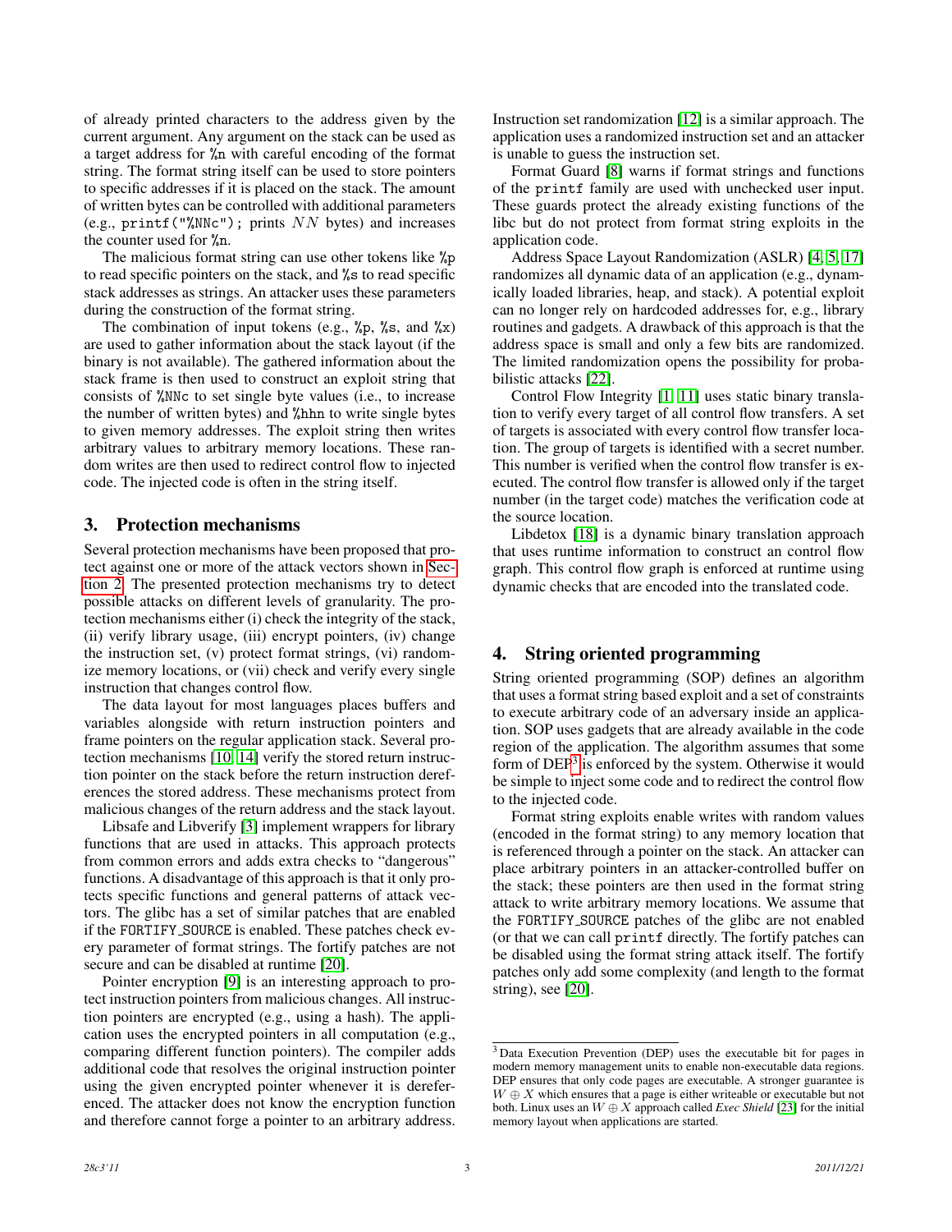of already printed characters to the address given by the current argument. Any argument on the stack can be used as a target address for `%n` with careful encoding of the format string. The format string itself can be used to store pointers to specific addresses if it is placed on the stack. The amount of written bytes can be controlled with additional parameters (e.g., `printf("%NNc");` prints $NN$ bytes) and increases the counter used for `%n`.

The malicious format string can use other tokens like `%p` to read specific pointers on the stack, and `%s` to read specific stack addresses as strings. An attacker uses these parameters during the construction of the format string.

The combination of input tokens (e.g., `%p`, `%s`, and `%x`) are used to gather information about the stack layout (if the binary is not available). The gathered information about the stack frame is then used to construct an exploit string that consists of `%NNc` to set single byte values (i.e., to increase the number of written bytes) and `%hhn` to write single bytes to given memory addresses. The exploit string then writes arbitrary values to arbitrary memory locations. These random writes are then used to redirect control flow to injected code. The injected code is often in the string itself.

## 3. Protection mechanisms

Several protection mechanisms have been proposed that protect against one or more of the attack vectors shown in Section 2. The presented protection mechanisms try to detect possible attacks on different levels of granularity. The protection mechanisms either (i) check the integrity of the stack, (ii) verify library usage, (iii) encrypt pointers, (iv) change the instruction set, (v) protect format strings, (vi) randomize memory locations, or (vii) check and verify every single instruction that changes control flow.

The data layout for most languages places buffers and variables alongside with return instruction pointers and frame pointers on the regular application stack. Several protection mechanisms [10, 14] verify the stored return instruction pointer on the stack before the return instruction dereferences the stored address. These mechanisms protect from malicious changes of the return address and the stack layout.

Libsafe and Libverify [3] implement wrappers for library functions that are used in attacks. This approach protects from common errors and adds extra checks to "dangerous" functions. A disadvantage of this approach is that it only protects specific functions and general patterns of attack vectors. The glibc has a set of similar patches that are enabled if the FORTIFY_SOURCE is enabled. These patches check every parameter of format strings. The fortify patches are not secure and can be disabled at runtime [20].

Pointer encryption [9] is an interesting approach to protect instruction pointers from malicious changes. All instruction pointers are encrypted (e.g., using a hash). The application uses the encrypted pointers in all computation (e.g., comparing different function pointers). The compiler adds additional code that resolves the original instruction pointer using the given encrypted pointer whenever it is dereferenced. The attacker does not know the encryption function and therefore cannot forge a pointer to an arbitrary address.

Instruction set randomization [12] is a similar approach. The application uses a randomized instruction set and an attacker is unable to guess the instruction set.

Format Guard [8] warns if format strings and functions of the `printf` family are used with unchecked user input. These guards protect the already existing functions of the libc but do not protect from format string exploits in the application code.

Address Space Layout Randomization (ASLR) [4, 5, 17] randomizes all dynamic data of an application (e.g., dynamically loaded libraries, heap, and stack). A potential exploit can no longer rely on hardcoded addresses for, e.g., library routines and gadgets. A drawback of this approach is that the address space is small and only a few bits are randomized. The limited randomization opens the possibility for probabilistic attacks [22].

Control Flow Integrity [1, 11] uses static binary translation to verify every target of all control flow transfers. A set of targets is associated with every control flow transfer location. The group of targets is identified with a secret number. This number is verified when the control flow transfer is executed. The control flow transfer is allowed only if the target number (in the target code) matches the verification code at the source location.

Libdetox [18] is a dynamic binary translation approach that uses runtime information to construct an control flow graph. This control flow graph is enforced at runtime using dynamic checks that are encoded into the translated code.

## 4. String oriented programming

String oriented programming (SOP) defines an algorithm that uses a format string based exploit and a set of constraints to execute arbitrary code of an adversary inside an application. SOP uses gadgets that are already available in the code region of the application. The algorithm assumes that some form of DEP[3] is enforced by the system. Otherwise it would be simple to inject some code and to redirect the control flow to the injected code.

Format string exploits enable writes with random values (encoded in the format string) to any memory location that is referenced through a pointer on the stack. An attacker can place arbitrary pointers in an attacker-controlled buffer on the stack; these pointers are then used in the format string attack to write arbitrary memory locations. We assume that the FORTIFY_SOURCE patches of the glibc are not enabled (or that we can call `printf` directly. The fortify patches can be disabled using the format string attack itself. The fortify patches only add some complexity (and length to the format string), see [20].

[3] Data Execution Prevention (DEP) uses the executable bit for pages in modern memory management units to enable non-executable data regions. DEP ensures that only code pages are executable. A stronger guarantee is $W \oplus X$ which ensures that a page is either writeable or executable but not both. Linux uses an $W \oplus X$ approach called *Exec Shield* [23] for the initial memory layout when applications are started.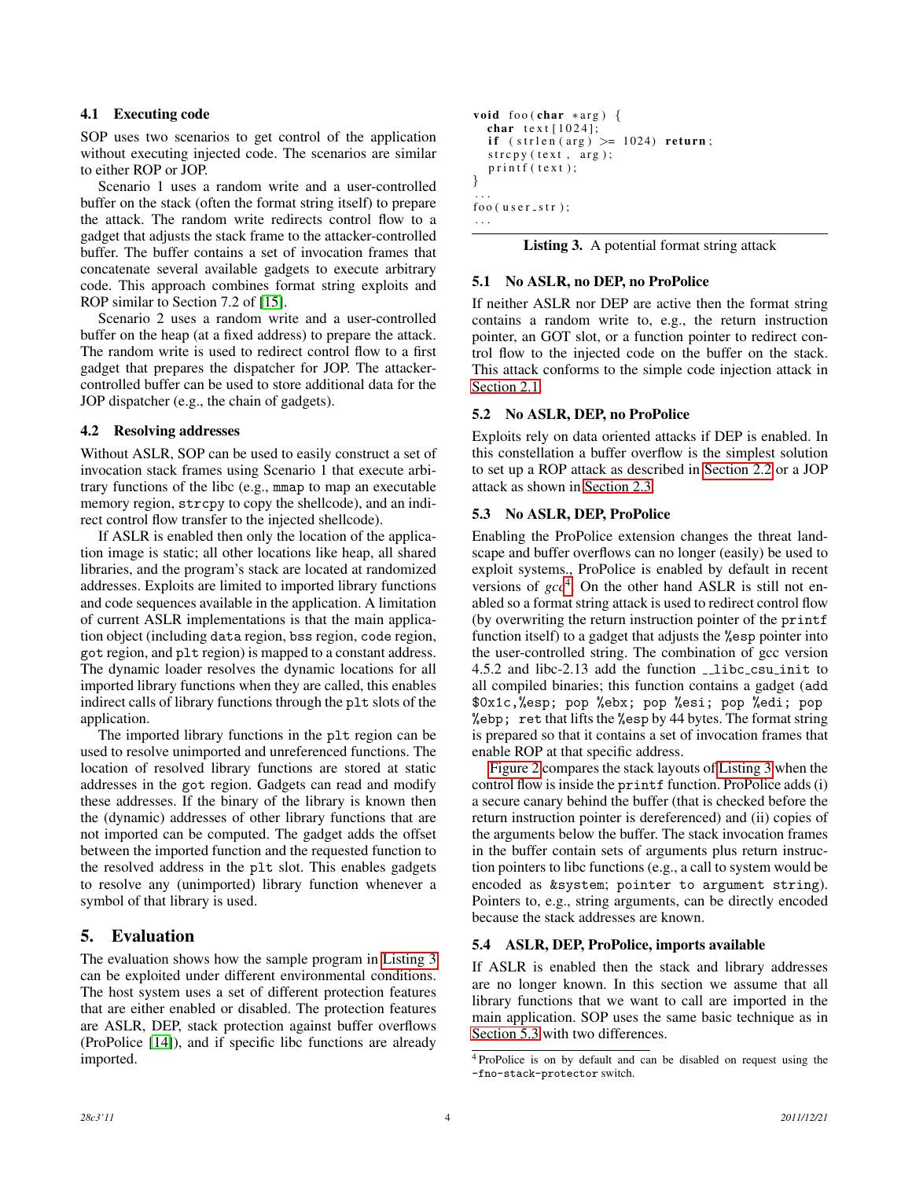### 4.1 Executing code

SOP uses two scenarios to get control of the application without executing injected code. The scenarios are similar to either ROP or JOP.

Scenario 1 uses a random write and a user-controlled buffer on the stack (often the format string itself) to prepare the attack. The random write redirects control flow to a gadget that adjusts the stack frame to the attacker-controlled buffer. The buffer contains a set of invocation frames that concatenate several available gadgets to execute arbitrary code. This approach combines format string exploits and ROP similar to Section 7.2 of [15].

Scenario 2 uses a random write and a user-controlled buffer on the heap (at a fixed address) to prepare the attack. The random write is used to redirect control flow to a first gadget that prepares the dispatcher for JOP. The attacker-controlled buffer can be used to store additional data for the JOP dispatcher (e.g., the chain of gadgets).

### 4.2 Resolving addresses

Without ASLR, SOP can be used to easily construct a set of invocation stack frames using Scenario 1 that execute arbitrary functions of the libc (e.g., `mmap` to map an executable memory region, `strcpy` to copy the shellcode), and an indirect control flow transfer to the injected shellcode).

If ASLR is enabled then only the location of the application image is static; all other locations like heap, all shared libraries, and the program's stack are located at randomized addresses. Exploits are limited to imported library functions and code sequences available in the application. A limitation of current ASLR implementations is that the main application object (including `data` region, `bss` region, `code` region, `got` region, and `plt` region) is mapped to a constant address. The dynamic loader resolves the dynamic locations for all imported library functions when they are called, this enables indirect calls of library functions through the `plt` slots of the application.

The imported library functions in the `plt` region can be used to resolve unimported and unreferenced functions. The location of resolved library functions are stored at static addresses in the `got` region. Gadgets can read and modify these addresses. If the binary of the library is known then the (dynamic) addresses of other library functions that are not imported can be computed. The gadget adds the offset between the imported function and the requested function to the resolved address in the `plt` slot. This enables gadgets to resolve any (unimported) library function whenever a symbol of that library is used.

## 5. Evaluation

The evaluation shows how the sample program in Listing 3 can be exploited under different environmental conditions. The host system uses a set of different protection features that are either enabled or disabled. The protection features are ASLR, DEP, stack protection against buffer overflows (ProPolice [14]), and if specific libc functions are already imported.

```
void foo(char *arg) {
  char text[1024];
  if (strlen(arg) >= 1024) return;
  strcpy(text, arg);
  printf(text);
}
...
foo(user_str);
...
```

**Listing 3.** A potential format string attack

### 5.1 No ASLR, no DEP, no ProPolice

If neither ASLR nor DEP are active then the format string contains a random write to, e.g., the return instruction pointer, an GOT slot, or a function pointer to redirect control flow to the injected code on the buffer on the stack. This attack conforms to the simple code injection attack in Section 2.1.

### 5.2 No ASLR, DEP, no ProPolice

Exploits rely on data oriented attacks if DEP is enabled. In this constellation a buffer overflow is the simplest solution to set up a ROP attack as described in Section 2.2 or a JOP attack as shown in Section 2.3.

### 5.3 No ASLR, DEP, ProPolice

Enabling the ProPolice extension changes the threat landscape and buffer overflows can no longer (easily) be used to exploit systems., ProPolice is enabled by default in recent versions of *gcc*[4]. On the other hand ASLR is still not enabled so a format string attack is used to redirect control flow (by overwriting the return instruction pointer of the `printf` function itself) to a gadget that adjusts the `%esp` pointer into the user-controlled string. The combination of gcc version 4.5.2 and libc-2.13 add the function `__libc_csu_init` to all compiled binaries; this function contains a gadget (`add $0x1c,%esp; pop %ebx; pop %esi; pop %edi; pop %ebp; ret` that lifts the `%esp` by 44 bytes. The format string is prepared so that it contains a set of invocation frames that enable ROP at that specific address.

Figure 2 compares the stack layouts of Listing 3 when the control flow is inside the `printf` function. ProPolice adds (i) a secure canary behind the buffer (that is checked before the return instruction pointer is dereferenced) and (ii) copies of the arguments below the buffer. The stack invocation frames in the buffer contain sets of arguments plus return instruction pointers to libc functions (e.g., a call to system would be encoded as `&system; pointer to argument string`). Pointers to, e.g., string arguments, can be directly encoded because the stack addresses are known.

### 5.4 ASLR, DEP, ProPolice, imports available

If ASLR is enabled then the stack and library addresses are no longer known. In this section we assume that all library functions that we want to call are imported in the main application. SOP uses the same basic technique as in Section 5.3 with two differences.

[4] ProPolice is on by default and can be disabled on request using the `-fno-stack-protector` switch.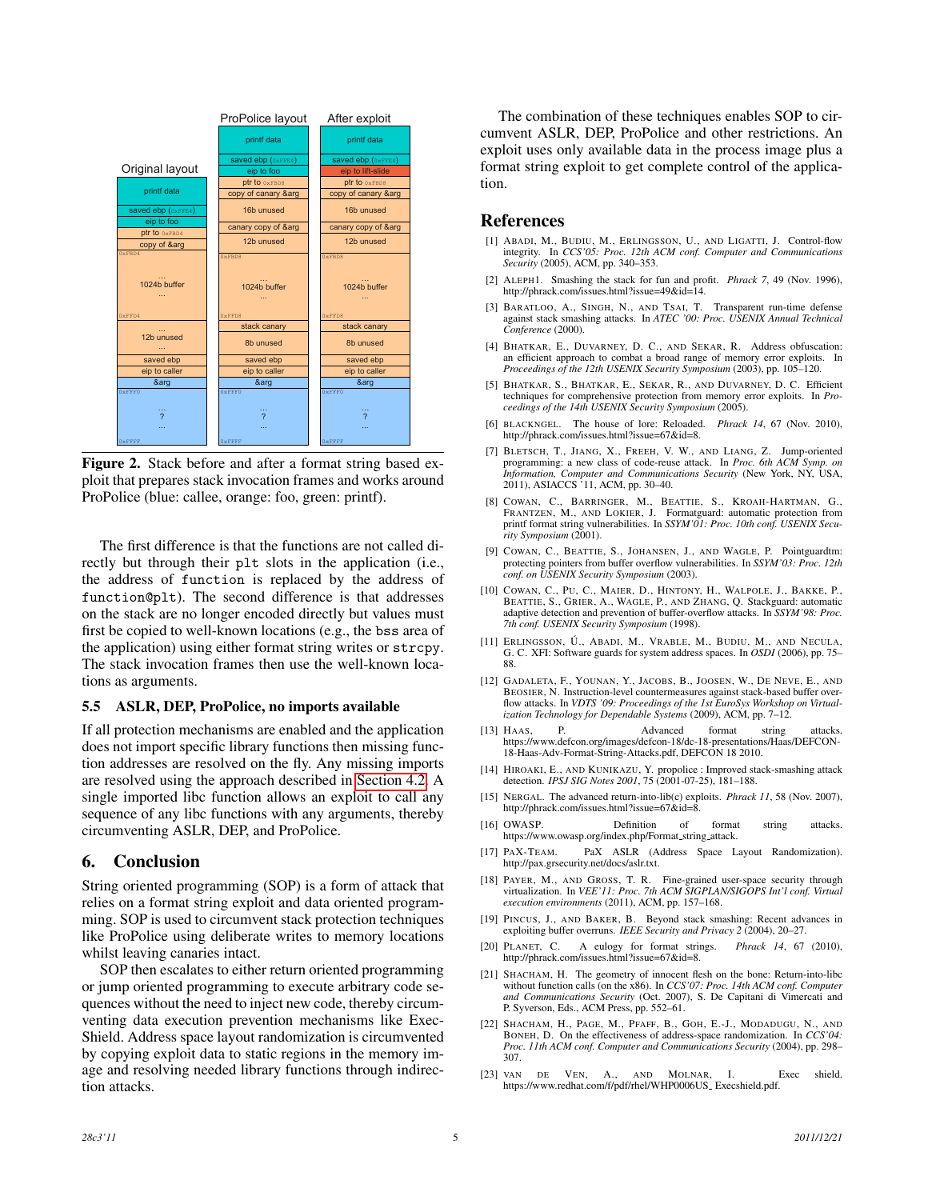Original layout

printf data
saved ebp (0xFFE4)
eip to foo
ptr to 0xFBD4
copy of &arg
0xFBD4
...
1024b buffer
...
0xFFD4
...
12b unused
...
saved ebp
eip to caller
&arg
0xFFF0
...
?
...
0xFFFF

ProPolice layout

printf data
saved ebp (0xFFE4)
eip to foo
ptr to 0xFBD8
copy of canary &arg
16b unused
canary copy of &arg
12b unused
0xFBD8
...
1024b buffer
...
0xFFD8
stack canary
8b unused
saved ebp
eip to caller
&arg
0xFFF0
...
?
...
0xFFFF

After exploit

printf data
saved ebp (0xFFE4)
eip to lift-slide
ptr to 0xFBD8
copy of canary &arg
16b unused
canary copy of &arg
12b unused
0xFBD8
...
1024b buffer
...
0xFFD8
stack canary
8b unused
saved ebp
eip to caller
&arg
0xFFF0
...
?
...
0xFFFF

**Figure 2.** Stack before and after a format string based exploit that prepares stack invocation frames and works around ProPolice (blue: callee, orange: foo, green: printf).

The first difference is that the functions are not called directly but through their plt slots in the application (i.e., the address of `function` is replaced by the address of `function@plt`). The second difference is that addresses on the stack are no longer encoded directly but values must first be copied to well-known locations (e.g., the bss area of the application) using either format string writes or `strcpy`. The stack invocation frames then use the well-known locations as arguments.

### 5.5 ASLR, DEP, ProPolice, no imports available

If all protection mechanisms are enabled and the application does not import specific library functions then missing function addresses are resolved on the fly. Any missing imports are resolved using the approach described in Section 4.2. A single imported libc function allows an exploit to call any sequence of any libc functions with any arguments, thereby circumventing ASLR, DEP, and ProPolice.

## 6. Conclusion

String oriented programming (SOP) is a form of attack that relies on a format string exploit and data oriented programming. SOP is used to circumvent stack protection techniques like ProPolice using deliberate writes to memory locations whilst leaving canaries intact.

SOP then escalates to either return oriented programming or jump oriented programming to execute arbitrary code sequences without the need to inject new code, thereby circumventing data execution prevention mechanisms like ExecShield. Address space layout randomization is circumvented by copying exploit data to static regions in the memory image and resolving needed library functions through indirection attacks.

The combination of these techniques enables SOP to circumvent ASLR, DEP, ProPolice and other restrictions. An exploit uses only available data in the process image plus a format string exploit to get complete control of the application.

## References

[1] Abadi, M., Budiu, M., Erlingsson, U., and Ligatti, J. Control-flow integrity. In *CCS'05: Proc. 12th ACM conf. Computer and Communications Security* (2005), ACM, pp. 340–353.

[2] Aleph1. Smashing the stack for fun and profit. *Phrack 7*, 49 (Nov. 1996), http://phrack.com/issues.html?issue=49&id=14.

[3] Baratloo, A., Singh, N., and Tsai, T. Transparent run-time defense against stack smashing attacks. In *ATEC '00: Proc. USENIX Annual Technical Conference* (2000).

[4] Bhatkar, E., Duvarney, D. C., and Sekar, R. Address obfuscation: an efficient approach to combat a broad range of memory error exploits. In *Proceedings of the 12th USENIX Security Symposium* (2003), pp. 105–120.

[5] Bhatkar, S., Bhatkar, E., Sekar, R., and Duvarney, D. C. Efficient techniques for comprehensive protection from memory error exploits. In *Proceedings of the 14th USENIX Security Symposium* (2005).

[6] blackngel. The house of lore: Reloaded. *Phrack 14*, 67 (Nov. 2010), http://phrack.com/issues.html?issue=67&id=8.

[7] Bletsch, T., Jiang, X., Freeh, V. W., and Liang, Z. Jump-oriented programming: a new class of code-reuse attack. In *Proc. 6th ACM Symp. on Information, Computer and Communications Security* (New York, NY, USA, 2011), ASIACCS '11, ACM, pp. 30–40.

[8] Cowan, C., Barringer, M., Beattie, S., Kroah-Hartman, G., Frantzen, M., and Lokier, J. Formatguard: automatic protection from printf format string vulnerabilities. In *SSYM'01: Proc. 10th conf. USENIX Security Symposium* (2001).

[9] Cowan, C., Beattie, S., Johansen, J., and Wagle, P. Pointguardtm: protecting pointers from buffer overflow vulnerabilities. In *SSYM'03: Proc. 12th conf. on USENIX Security Symposium* (2003).

[10] Cowan, C., Pu, C., Maier, D., Hinton, H., Walpole, J., Bakke, P., Beattie, S., Grier, A., Wagle, P., and Zhang, Q. Stackguard: automatic adaptive detection and prevention of buffer-overflow attacks. In *SSYM'98: Proc. 7th conf. USENIX Security Symposium* (1998).

[11] Erlingsson, Ú., Abadi, M., Vrable, M., Budiu, M., and Necula, G. C. XFI: Software guards for system address spaces. In *OSDI* (2006), pp. 75–88.

[12] Gadaleta, F., Younan, Y., Jacobs, B., Joosen, W., De Neve, E., and Beosier, N. Instruction-level countermeasures against stack-based buffer overflow attacks. In *VDTS '09: Proceedings of the 1st EuroSys Workshop on Virtualization Technology for Dependable Systems* (2009), ACM, pp. 7–12.

[13] Haas, P. Advanced format string attacks. https://www.defcon.org/images/defcon-18/dc-18-presentations/Haas/DEFCON-18-Haas-Adv-Format-String-Attacks.pdf, DEFCON 18 2010.

[14] Hiroaki, E., and Kunikazu, Y. propolice : Improved stack-smashing attack detection. *IPSJ SIG Notes 2001*, 75 (2001-07-25), 181–188.

[15] Nergal. The advanced return-into-lib(c) exploits. *Phrack 11*, 58 (Nov. 2007), http://phrack.com/issues.html?issue=67&id=8.

[16] OWASP. Definition of format string attacks. https://www.owasp.org/index.php/Format_string_attack.

[17] PaX-Team. PaX ASLR (Address Space Layout Randomization). http://pax.grsecurity.net/docs/aslr.txt.

[18] Payer, M., and Gross, T. R. Fine-grained user-space security through virtualization. In *VEE'11: Proc. 7th ACM SIGPLAN/SIGOPS Int'l conf. Virtual execution environments* (2011), ACM, pp. 157–168.

[19] Pincus, J., and Baker, B. Beyond stack smashing: Recent advances in exploiting buffer overruns. *IEEE Security and Privacy 2* (2004), 20–27.

[20] Planet, C. A eulogy for format strings. *Phrack 14*, 67 (2010), http://phrack.com/issues.html?issue=67&id=8.

[21] Shacham, H. The geometry of innocent flesh on the bone: Return-into-libc without function calls (on the x86). In *CCS'07: Proc. 14th ACM conf. Computer and Communications Security* (Oct. 2007), S. De Capitani di Vimercati and P. Syverson, Eds., ACM Press, pp. 552–61.

[22] Shacham, H., Page, M., Pfaff, B., Goh, E.-J., Modadugu, N., and Boneh, D. On the effectiveness of address-space randomization. In *CCS'04: Proc. 11th ACM conf. Computer and Communications Security* (2004), pp. 298–307.

[23] van de Ven, A., and Molnar, I. Exec shield. https://www.redhat.com/f/pdf/rhel/WHP0006US_Execshield.pdf.